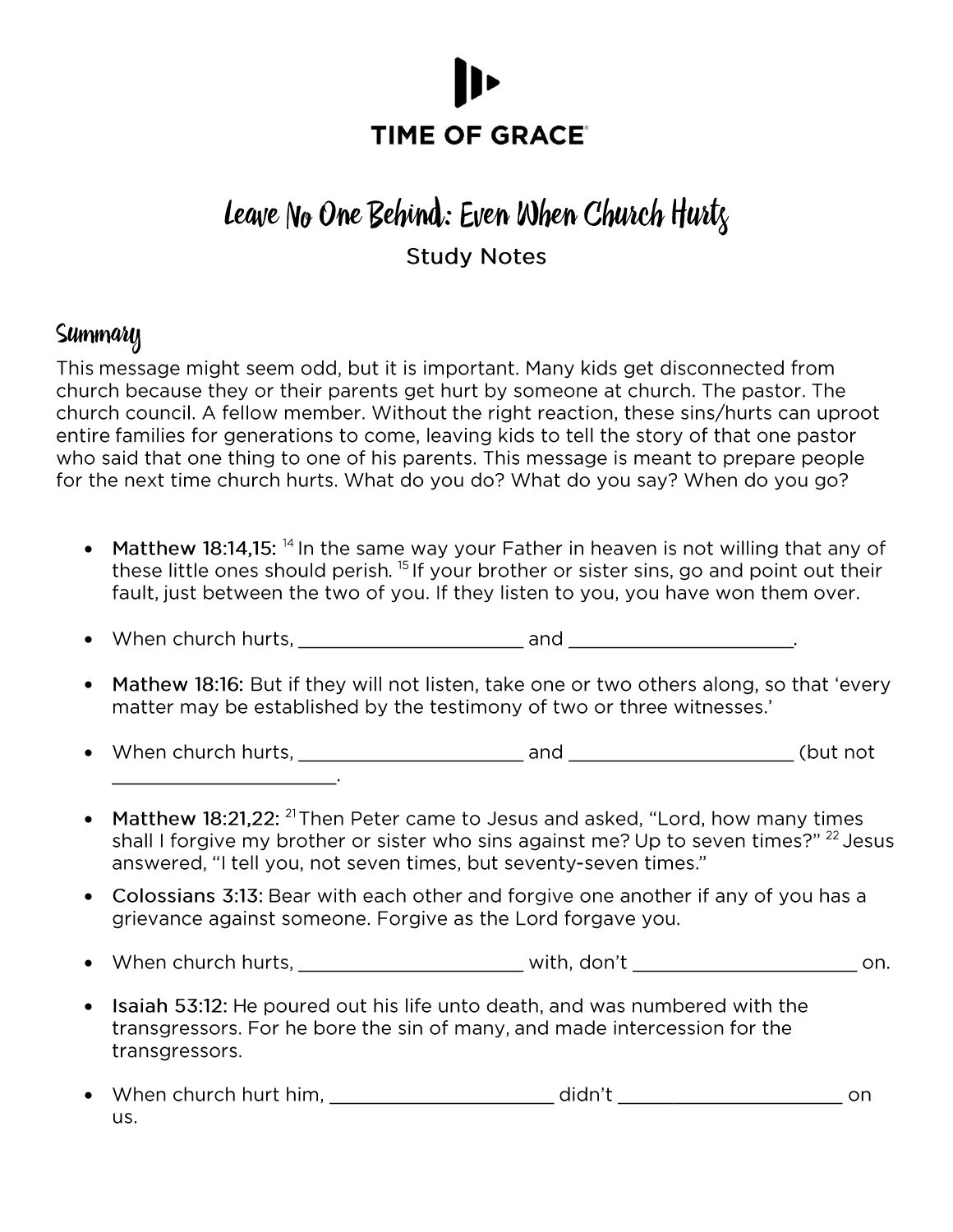# TIME OF GRACE

## Leave No One Behind: Even When Church Hurts

Study Notes

### Summary

This message might seem odd, but it is important. Many kids get disconnected from church because they or their parents get hurt by someone at church. The pastor. The church council. A fellow member. Without the right reaction, these sins/hurts can uproot entire families for generations to come, leaving kids to tell the story of that one pastor who said that one thing to one of his parents. This message is meant to prepare people for the next time church hurts. What do you do? What do you say? When do you go?

- **Matthew 18:14,15:** [14] In the same way your Father in heaven is not willing that any of these little ones should perish. [15] If your brother or sister sins, go and point out their fault, just between the two of you. If they listen to you, you have won them over.
- When church hurts, ______________________ and ______________________.
- **Mathew 18:16:** But if they will not listen, take one or two others along, so that 'every matter may be established by the testimony of two or three witnesses.'
- When church hurts, ______________________ and ______________________ (but not ______________________.
- **Matthew 18:21,22:** [21] Then Peter came to Jesus and asked, "Lord, how many times shall I forgive my brother or sister who sins against me? Up to seven times?" [22] Jesus answered, "I tell you, not seven times, but seventy-seven times."
- **Colossians 3:13:** Bear with each other and forgive one another if any of you has a grievance against someone. Forgive as the Lord forgave you.
- When church hurts, ______________________ with, don't ______________________ on.
- **Isaiah 53:12:** He poured out his life unto death, and was numbered with the transgressors. For he bore the sin of many, and made intercession for the transgressors.
- When church hurt him, ______________________ didn't ______________________ on us.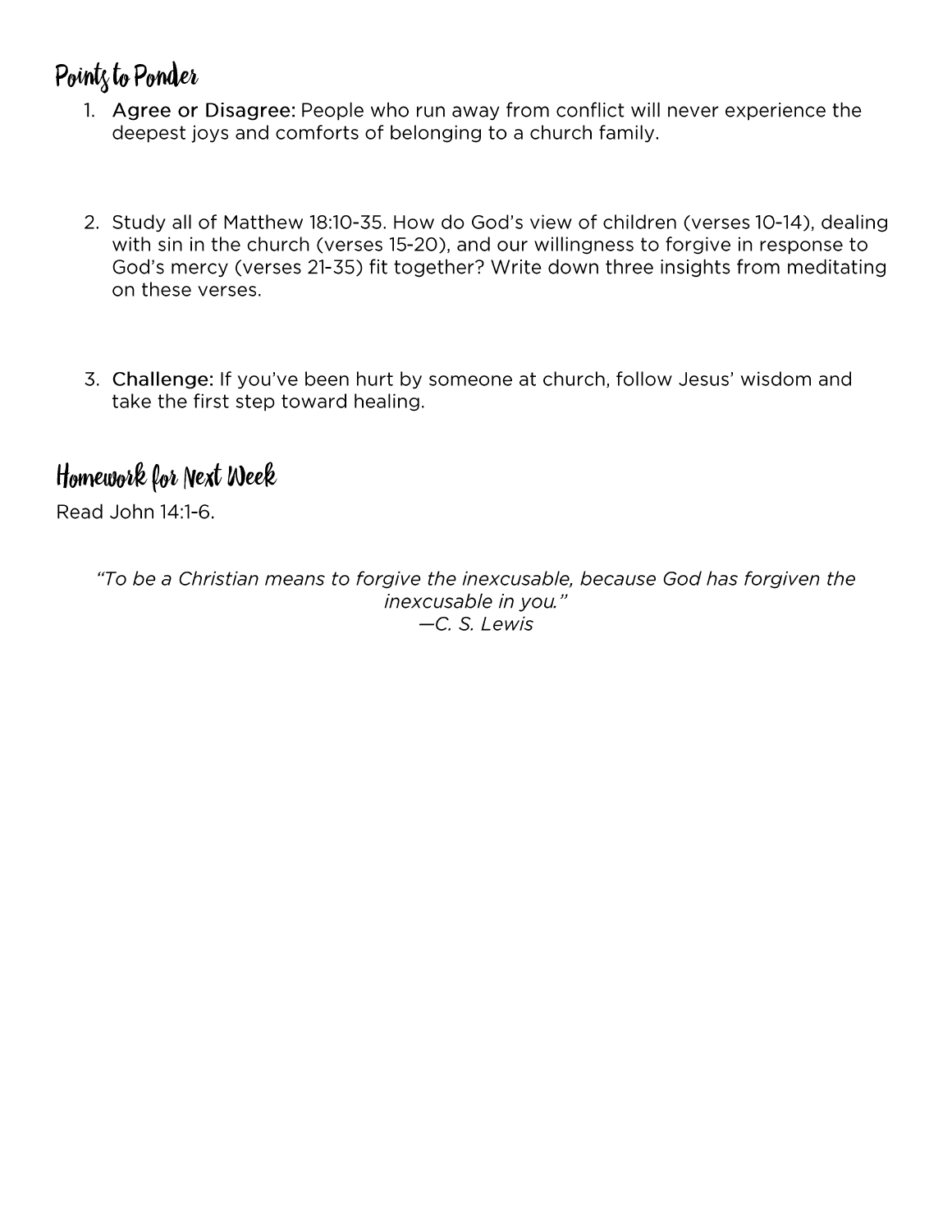## Points to Ponder

1. **Agree or Disagree:** People who run away from conflict will never experience the deepest joys and comforts of belonging to a church family.

2. Study all of Matthew 18:10-35. How do God's view of children (verses 10-14), dealing with sin in the church (verses 15-20), and our willingness to forgive in response to God's mercy (verses 21-35) fit together? Write down three insights from meditating on these verses.

3. **Challenge:** If you've been hurt by someone at church, follow Jesus' wisdom and take the first step toward healing.

## Homework for Next Week

Read John 14:1-6.

*"To be a Christian means to forgive the inexcusable, because God has forgiven the inexcusable in you."*
*—C. S. Lewis*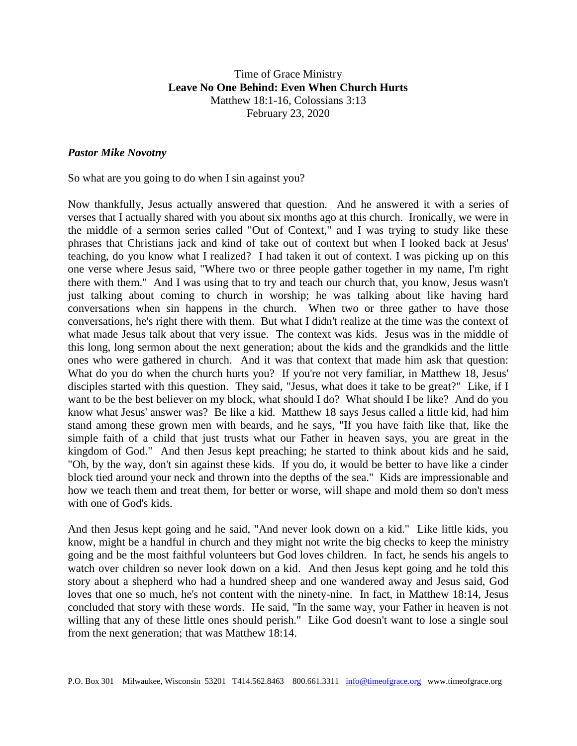Time of Grace Ministry
**Leave No One Behind: Even When Church Hurts**
Matthew 18:1-16, Colossians 3:13
February 23, 2020

***Pastor Mike Novotny***

So what are you going to do when I sin against you?

Now thankfully, Jesus actually answered that question. And he answered it with a series of verses that I actually shared with you about six months ago at this church. Ironically, we were in the middle of a sermon series called "Out of Context," and I was trying to study like these phrases that Christians jack and kind of take out of context but when I looked back at Jesus' teaching, do you know what I realized? I had taken it out of context. I was picking up on this one verse where Jesus said, "Where two or three people gather together in my name, I'm right there with them." And I was using that to try and teach our church that, you know, Jesus wasn't just talking about coming to church in worship; he was talking about like having hard conversations when sin happens in the church. When two or three gather to have those conversations, he's right there with them. But what I didn't realize at the time was the context of what made Jesus talk about that very issue. The context was kids. Jesus was in the middle of this long, long sermon about the next generation; about the kids and the grandkids and the little ones who were gathered in church. And it was that context that made him ask that question: What do you do when the church hurts you? If you're not very familiar, in Matthew 18, Jesus' disciples started with this question. They said, "Jesus, what does it take to be great?" Like, if I want to be the best believer on my block, what should I do? What should I be like? And do you know what Jesus' answer was? Be like a kid. Matthew 18 says Jesus called a little kid, had him stand among these grown men with beards, and he says, "If you have faith like that, like the simple faith of a child that just trusts what our Father in heaven says, you are great in the kingdom of God." And then Jesus kept preaching; he started to think about kids and he said, "Oh, by the way, don't sin against these kids. If you do, it would be better to have like a cinder block tied around your neck and thrown into the depths of the sea." Kids are impressionable and how we teach them and treat them, for better or worse, will shape and mold them so don't mess with one of God's kids.

And then Jesus kept going and he said, "And never look down on a kid." Like little kids, you know, might be a handful in church and they might not write the big checks to keep the ministry going and be the most faithful volunteers but God loves children. In fact, he sends his angels to watch over children so never look down on a kid. And then Jesus kept going and he told this story about a shepherd who had a hundred sheep and one wandered away and Jesus said, God loves that one so much, he's not content with the ninety-nine. In fact, in Matthew 18:14, Jesus concluded that story with these words. He said, "In the same way, your Father in heaven is not willing that any of these little ones should perish." Like God doesn't want to lose a single soul from the next generation; that was Matthew 18:14.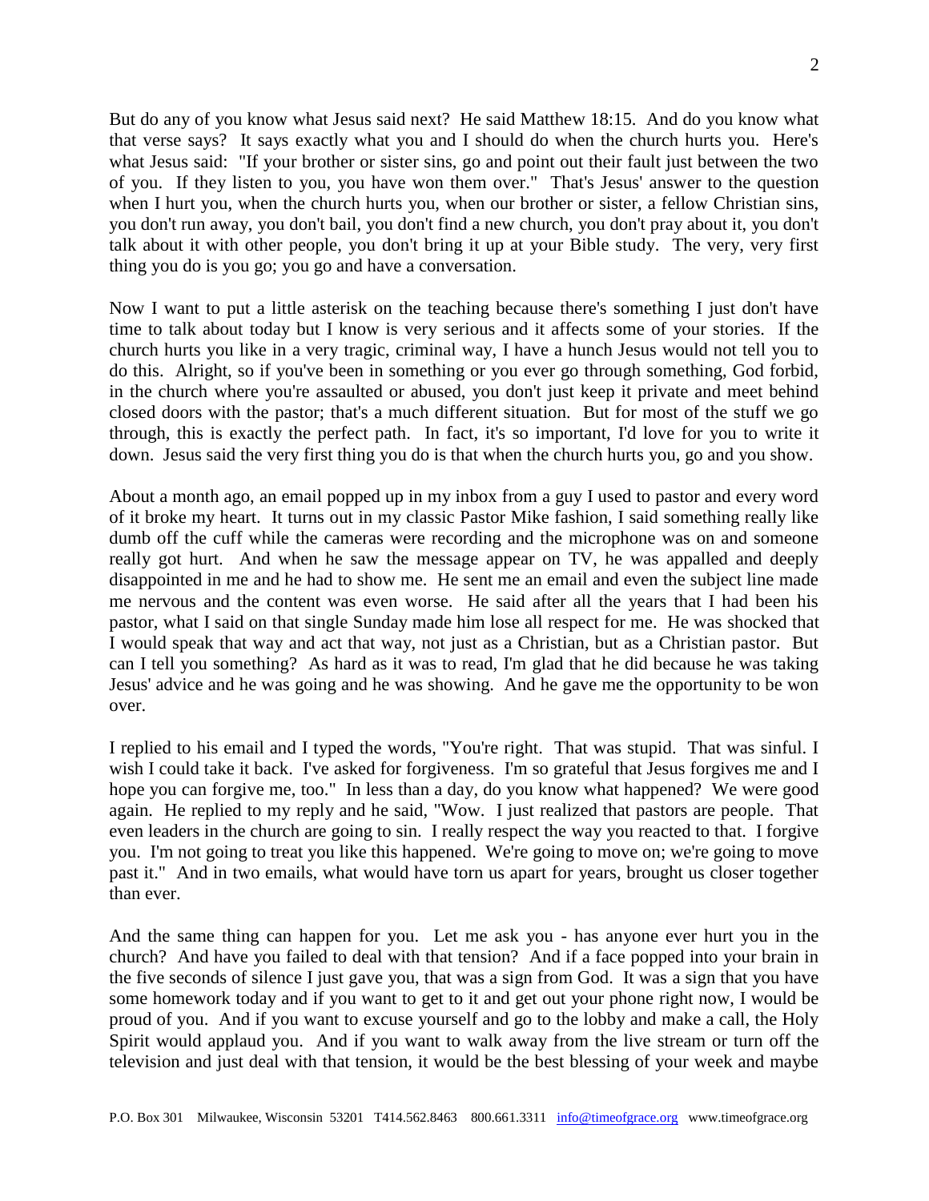But do any of you know what Jesus said next? He said Matthew 18:15. And do you know what that verse says? It says exactly what you and I should do when the church hurts you. Here's what Jesus said: "If your brother or sister sins, go and point out their fault just between the two of you. If they listen to you, you have won them over." That's Jesus' answer to the question when I hurt you, when the church hurts you, when our brother or sister, a fellow Christian sins, you don't run away, you don't bail, you don't find a new church, you don't pray about it, you don't talk about it with other people, you don't bring it up at your Bible study. The very, very first thing you do is you go; you go and have a conversation.

Now I want to put a little asterisk on the teaching because there's something I just don't have time to talk about today but I know is very serious and it affects some of your stories. If the church hurts you like in a very tragic, criminal way, I have a hunch Jesus would not tell you to do this. Alright, so if you've been in something or you ever go through something, God forbid, in the church where you're assaulted or abused, you don't just keep it private and meet behind closed doors with the pastor; that's a much different situation. But for most of the stuff we go through, this is exactly the perfect path. In fact, it's so important, I'd love for you to write it down. Jesus said the very first thing you do is that when the church hurts you, go and you show.

About a month ago, an email popped up in my inbox from a guy I used to pastor and every word of it broke my heart. It turns out in my classic Pastor Mike fashion, I said something really like dumb off the cuff while the cameras were recording and the microphone was on and someone really got hurt. And when he saw the message appear on TV, he was appalled and deeply disappointed in me and he had to show me. He sent me an email and even the subject line made me nervous and the content was even worse. He said after all the years that I had been his pastor, what I said on that single Sunday made him lose all respect for me. He was shocked that I would speak that way and act that way, not just as a Christian, but as a Christian pastor. But can I tell you something? As hard as it was to read, I'm glad that he did because he was taking Jesus' advice and he was going and he was showing. And he gave me the opportunity to be won over.

I replied to his email and I typed the words, "You're right. That was stupid. That was sinful. I wish I could take it back. I've asked for forgiveness. I'm so grateful that Jesus forgives me and I hope you can forgive me, too." In less than a day, do you know what happened? We were good again. He replied to my reply and he said, "Wow. I just realized that pastors are people. That even leaders in the church are going to sin. I really respect the way you reacted to that. I forgive you. I'm not going to treat you like this happened. We're going to move on; we're going to move past it." And in two emails, what would have torn us apart for years, brought us closer together than ever.

And the same thing can happen for you. Let me ask you - has anyone ever hurt you in the church? And have you failed to deal with that tension? And if a face popped into your brain in the five seconds of silence I just gave you, that was a sign from God. It was a sign that you have some homework today and if you want to get to it and get out your phone right now, I would be proud of you. And if you want to excuse yourself and go to the lobby and make a call, the Holy Spirit would applaud you. And if you want to walk away from the live stream or turn off the television and just deal with that tension, it would be the best blessing of your week and maybe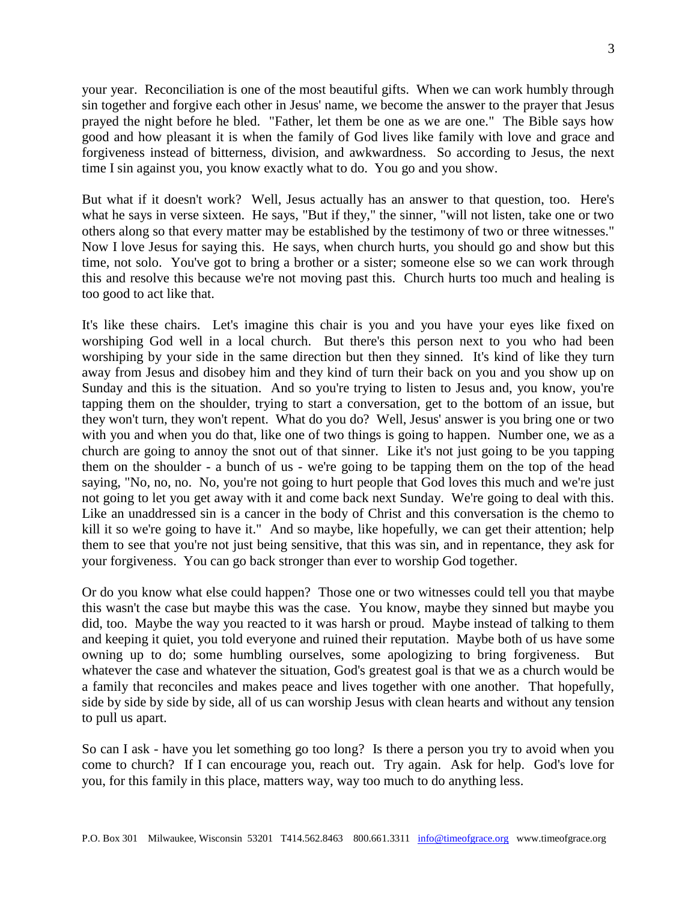your year. Reconciliation is one of the most beautiful gifts. When we can work humbly through sin together and forgive each other in Jesus' name, we become the answer to the prayer that Jesus prayed the night before he bled. "Father, let them be one as we are one." The Bible says how good and how pleasant it is when the family of God lives like family with love and grace and forgiveness instead of bitterness, division, and awkwardness. So according to Jesus, the next time I sin against you, you know exactly what to do. You go and you show.

But what if it doesn't work? Well, Jesus actually has an answer to that question, too. Here's what he says in verse sixteen. He says, "But if they," the sinner, "will not listen, take one or two others along so that every matter may be established by the testimony of two or three witnesses." Now I love Jesus for saying this. He says, when church hurts, you should go and show but this time, not solo. You've got to bring a brother or a sister; someone else so we can work through this and resolve this because we're not moving past this. Church hurts too much and healing is too good to act like that.

It's like these chairs. Let's imagine this chair is you and you have your eyes like fixed on worshiping God well in a local church. But there's this person next to you who had been worshiping by your side in the same direction but then they sinned. It's kind of like they turn away from Jesus and disobey him and they kind of turn their back on you and you show up on Sunday and this is the situation. And so you're trying to listen to Jesus and, you know, you're tapping them on the shoulder, trying to start a conversation, get to the bottom of an issue, but they won't turn, they won't repent. What do you do? Well, Jesus' answer is you bring one or two with you and when you do that, like one of two things is going to happen. Number one, we as a church are going to annoy the snot out of that sinner. Like it's not just going to be you tapping them on the shoulder - a bunch of us - we're going to be tapping them on the top of the head saying, "No, no, no. No, you're not going to hurt people that God loves this much and we're just not going to let you get away with it and come back next Sunday. We're going to deal with this. Like an unaddressed sin is a cancer in the body of Christ and this conversation is the chemo to kill it so we're going to have it." And so maybe, like hopefully, we can get their attention; help them to see that you're not just being sensitive, that this was sin, and in repentance, they ask for your forgiveness. You can go back stronger than ever to worship God together.

Or do you know what else could happen? Those one or two witnesses could tell you that maybe this wasn't the case but maybe this was the case. You know, maybe they sinned but maybe you did, too. Maybe the way you reacted to it was harsh or proud. Maybe instead of talking to them and keeping it quiet, you told everyone and ruined their reputation. Maybe both of us have some owning up to do; some humbling ourselves, some apologizing to bring forgiveness. But whatever the case and whatever the situation, God's greatest goal is that we as a church would be a family that reconciles and makes peace and lives together with one another. That hopefully, side by side by side by side, all of us can worship Jesus with clean hearts and without any tension to pull us apart.

So can I ask - have you let something go too long? Is there a person you try to avoid when you come to church? If I can encourage you, reach out. Try again. Ask for help. God's love for you, for this family in this place, matters way, way too much to do anything less.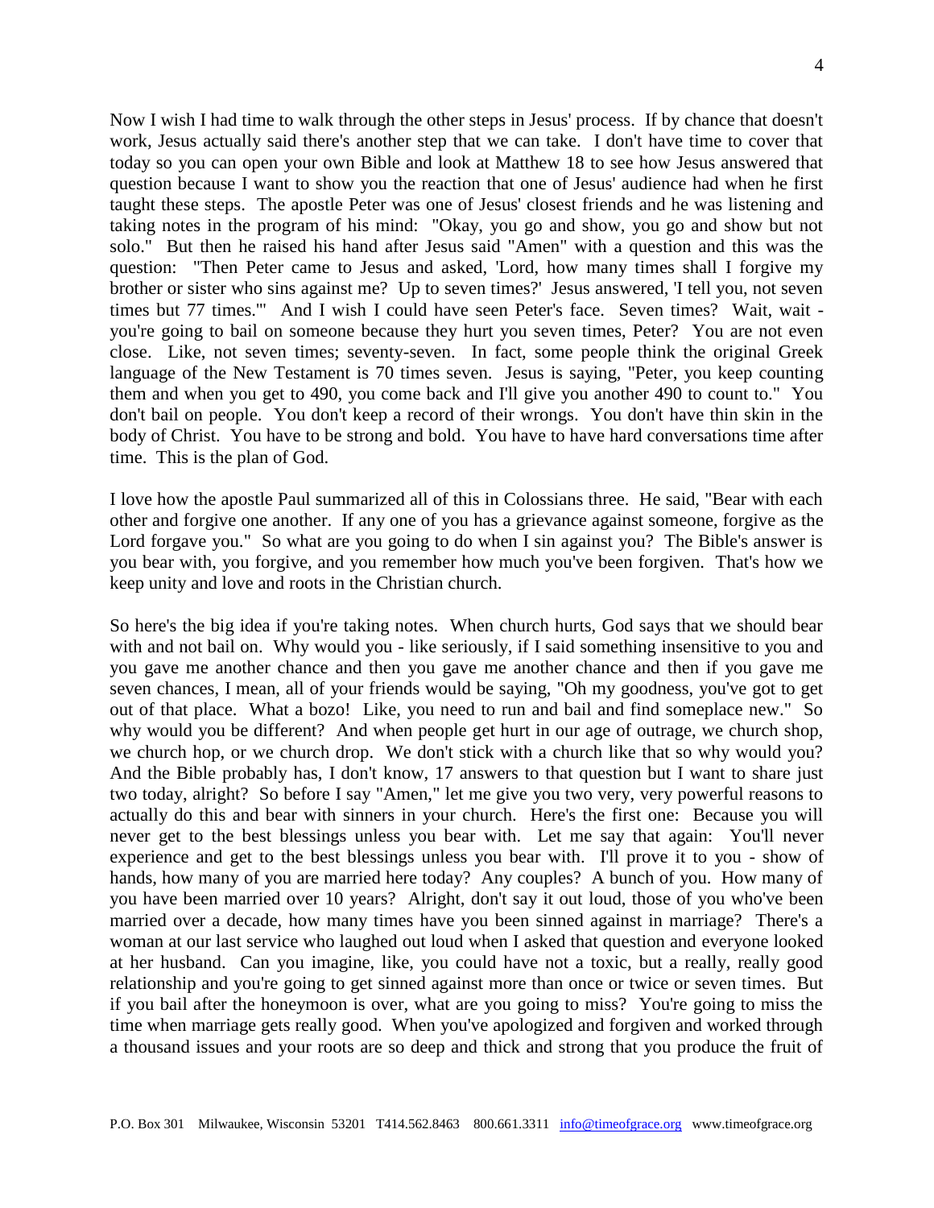Now I wish I had time to walk through the other steps in Jesus' process. If by chance that doesn't work, Jesus actually said there's another step that we can take. I don't have time to cover that today so you can open your own Bible and look at Matthew 18 to see how Jesus answered that question because I want to show you the reaction that one of Jesus' audience had when he first taught these steps. The apostle Peter was one of Jesus' closest friends and he was listening and taking notes in the program of his mind: "Okay, you go and show, you go and show but not solo." But then he raised his hand after Jesus said "Amen" with a question and this was the question: "Then Peter came to Jesus and asked, 'Lord, how many times shall I forgive my brother or sister who sins against me? Up to seven times?' Jesus answered, 'I tell you, not seven times but 77 times.'" And I wish I could have seen Peter's face. Seven times? Wait, wait - you're going to bail on someone because they hurt you seven times, Peter? You are not even close. Like, not seven times; seventy-seven. In fact, some people think the original Greek language of the New Testament is 70 times seven. Jesus is saying, "Peter, you keep counting them and when you get to 490, you come back and I'll give you another 490 to count to." You don't bail on people. You don't keep a record of their wrongs. You don't have thin skin in the body of Christ. You have to be strong and bold. You have to have hard conversations time after time. This is the plan of God.

I love how the apostle Paul summarized all of this in Colossians three. He said, "Bear with each other and forgive one another. If any one of you has a grievance against someone, forgive as the Lord forgave you." So what are you going to do when I sin against you? The Bible's answer is you bear with, you forgive, and you remember how much you've been forgiven. That's how we keep unity and love and roots in the Christian church.

So here's the big idea if you're taking notes. When church hurts, God says that we should bear with and not bail on. Why would you - like seriously, if I said something insensitive to you and you gave me another chance and then you gave me another chance and then if you gave me seven chances, I mean, all of your friends would be saying, "Oh my goodness, you've got to get out of that place. What a bozo! Like, you need to run and bail and find someplace new." So why would you be different? And when people get hurt in our age of outrage, we church shop, we church hop, or we church drop. We don't stick with a church like that so why would you? And the Bible probably has, I don't know, 17 answers to that question but I want to share just two today, alright? So before I say "Amen," let me give you two very, very powerful reasons to actually do this and bear with sinners in your church. Here's the first one: Because you will never get to the best blessings unless you bear with. Let me say that again: You'll never experience and get to the best blessings unless you bear with. I'll prove it to you - show of hands, how many of you are married here today? Any couples? A bunch of you. How many of you have been married over 10 years? Alright, don't say it out loud, those of you who've been married over a decade, how many times have you been sinned against in marriage? There's a woman at our last service who laughed out loud when I asked that question and everyone looked at her husband. Can you imagine, like, you could have not a toxic, but a really, really good relationship and you're going to get sinned against more than once or twice or seven times. But if you bail after the honeymoon is over, what are you going to miss? You're going to miss the time when marriage gets really good. When you've apologized and forgiven and worked through a thousand issues and your roots are so deep and thick and strong that you produce the fruit of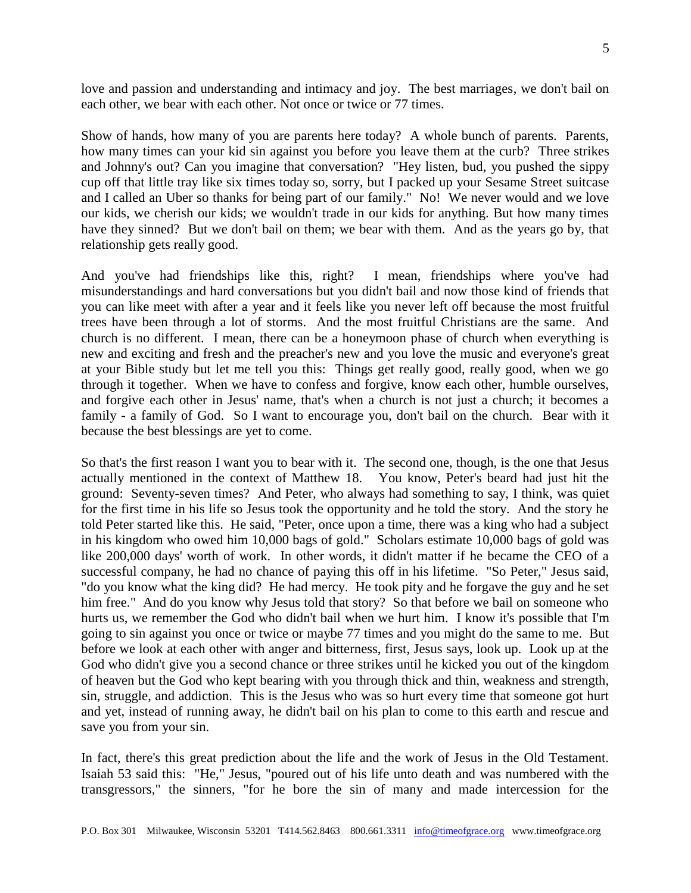love and passion and understanding and intimacy and joy. The best marriages, we don't bail on each other, we bear with each other. Not once or twice or 77 times.

Show of hands, how many of you are parents here today? A whole bunch of parents. Parents, how many times can your kid sin against you before you leave them at the curb? Three strikes and Johnny's out? Can you imagine that conversation? "Hey listen, bud, you pushed the sippy cup off that little tray like six times today so, sorry, but I packed up your Sesame Street suitcase and I called an Uber so thanks for being part of our family." No! We never would and we love our kids, we cherish our kids; we wouldn't trade in our kids for anything. But how many times have they sinned? But we don't bail on them; we bear with them. And as the years go by, that relationship gets really good.

And you've had friendships like this, right? I mean, friendships where you've had misunderstandings and hard conversations but you didn't bail and now those kind of friends that you can like meet with after a year and it feels like you never left off because the most fruitful trees have been through a lot of storms. And the most fruitful Christians are the same. And church is no different. I mean, there can be a honeymoon phase of church when everything is new and exciting and fresh and the preacher's new and you love the music and everyone's great at your Bible study but let me tell you this: Things get really good, really good, when we go through it together. When we have to confess and forgive, know each other, humble ourselves, and forgive each other in Jesus' name, that's when a church is not just a church; it becomes a family - a family of God. So I want to encourage you, don't bail on the church. Bear with it because the best blessings are yet to come.

So that's the first reason I want you to bear with it. The second one, though, is the one that Jesus actually mentioned in the context of Matthew 18. You know, Peter's beard had just hit the ground: Seventy-seven times? And Peter, who always had something to say, I think, was quiet for the first time in his life so Jesus took the opportunity and he told the story. And the story he told Peter started like this. He said, "Peter, once upon a time, there was a king who had a subject in his kingdom who owed him 10,000 bags of gold." Scholars estimate 10,000 bags of gold was like 200,000 days' worth of work. In other words, it didn't matter if he became the CEO of a successful company, he had no chance of paying this off in his lifetime. "So Peter," Jesus said, "do you know what the king did? He had mercy. He took pity and he forgave the guy and he set him free." And do you know why Jesus told that story? So that before we bail on someone who hurts us, we remember the God who didn't bail when we hurt him. I know it's possible that I'm going to sin against you once or twice or maybe 77 times and you might do the same to me. But before we look at each other with anger and bitterness, first, Jesus says, look up. Look up at the God who didn't give you a second chance or three strikes until he kicked you out of the kingdom of heaven but the God who kept bearing with you through thick and thin, weakness and strength, sin, struggle, and addiction. This is the Jesus who was so hurt every time that someone got hurt and yet, instead of running away, he didn't bail on his plan to come to this earth and rescue and save you from your sin.

In fact, there's this great prediction about the life and the work of Jesus in the Old Testament. Isaiah 53 said this: "He," Jesus, "poured out of his life unto death and was numbered with the transgressors," the sinners, "for he bore the sin of many and made intercession for the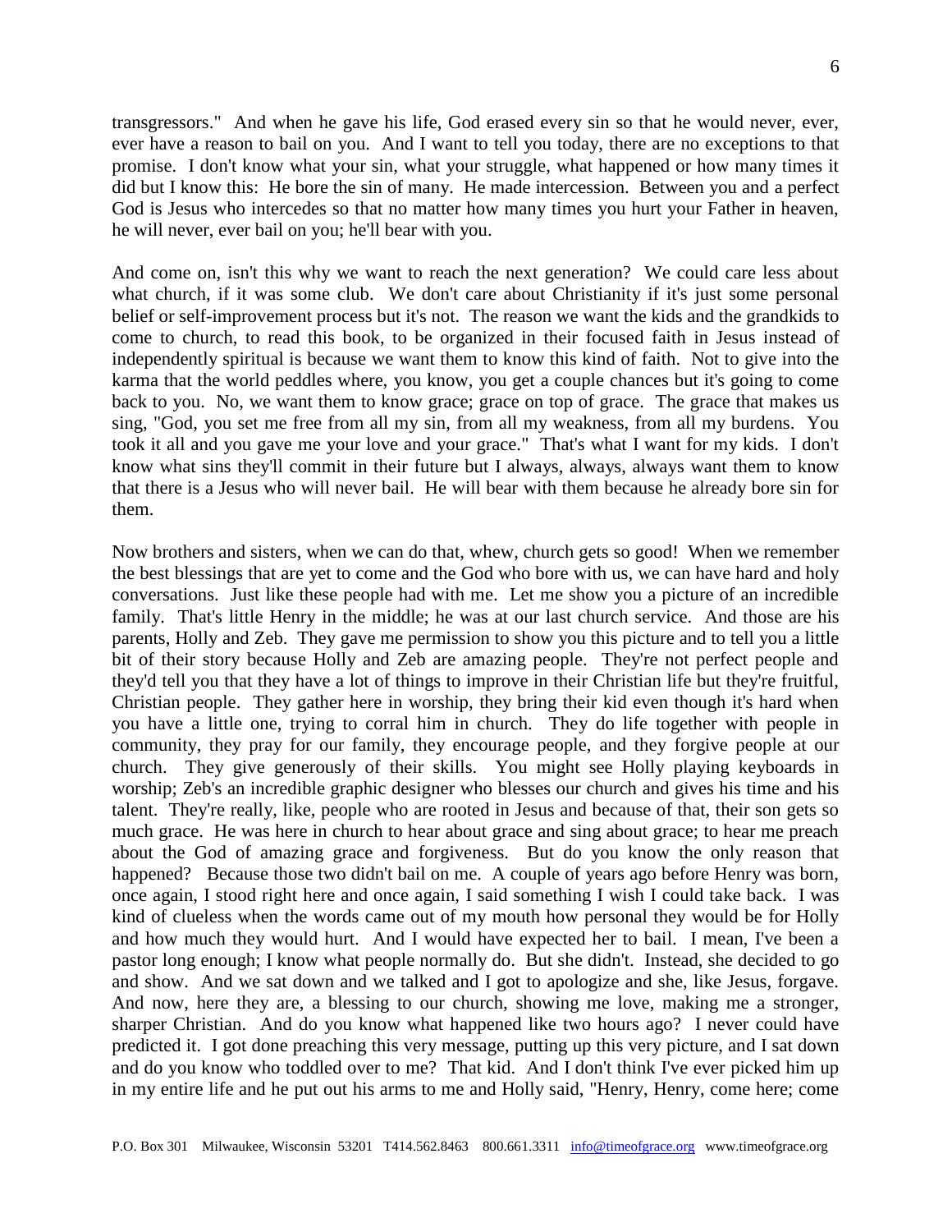transgressors." And when he gave his life, God erased every sin so that he would never, ever, ever have a reason to bail on you. And I want to tell you today, there are no exceptions to that promise. I don't know what your sin, what your struggle, what happened or how many times it did but I know this: He bore the sin of many. He made intercession. Between you and a perfect God is Jesus who intercedes so that no matter how many times you hurt your Father in heaven, he will never, ever bail on you; he'll bear with you.

And come on, isn't this why we want to reach the next generation? We could care less about what church, if it was some club. We don't care about Christianity if it's just some personal belief or self-improvement process but it's not. The reason we want the kids and the grandkids to come to church, to read this book, to be organized in their focused faith in Jesus instead of independently spiritual is because we want them to know this kind of faith. Not to give into the karma that the world peddles where, you know, you get a couple chances but it's going to come back to you. No, we want them to know grace; grace on top of grace. The grace that makes us sing, "God, you set me free from all my sin, from all my weakness, from all my burdens. You took it all and you gave me your love and your grace." That's what I want for my kids. I don't know what sins they'll commit in their future but I always, always, always want them to know that there is a Jesus who will never bail. He will bear with them because he already bore sin for them.

Now brothers and sisters, when we can do that, whew, church gets so good! When we remember the best blessings that are yet to come and the God who bore with us, we can have hard and holy conversations. Just like these people had with me. Let me show you a picture of an incredible family. That's little Henry in the middle; he was at our last church service. And those are his parents, Holly and Zeb. They gave me permission to show you this picture and to tell you a little bit of their story because Holly and Zeb are amazing people. They're not perfect people and they'd tell you that they have a lot of things to improve in their Christian life but they're fruitful, Christian people. They gather here in worship, they bring their kid even though it's hard when you have a little one, trying to corral him in church. They do life together with people in community, they pray for our family, they encourage people, and they forgive people at our church. They give generously of their skills. You might see Holly playing keyboards in worship; Zeb's an incredible graphic designer who blesses our church and gives his time and his talent. They're really, like, people who are rooted in Jesus and because of that, their son gets so much grace. He was here in church to hear about grace and sing about grace; to hear me preach about the God of amazing grace and forgiveness. But do you know the only reason that happened? Because those two didn't bail on me. A couple of years ago before Henry was born, once again, I stood right here and once again, I said something I wish I could take back. I was kind of clueless when the words came out of my mouth how personal they would be for Holly and how much they would hurt. And I would have expected her to bail. I mean, I've been a pastor long enough; I know what people normally do. But she didn't. Instead, she decided to go and show. And we sat down and we talked and I got to apologize and she, like Jesus, forgave. And now, here they are, a blessing to our church, showing me love, making me a stronger, sharper Christian. And do you know what happened like two hours ago? I never could have predicted it. I got done preaching this very message, putting up this very picture, and I sat down and do you know who toddled over to me? That kid. And I don't think I've ever picked him up in my entire life and he put out his arms to me and Holly said, "Henry, Henry, come here; come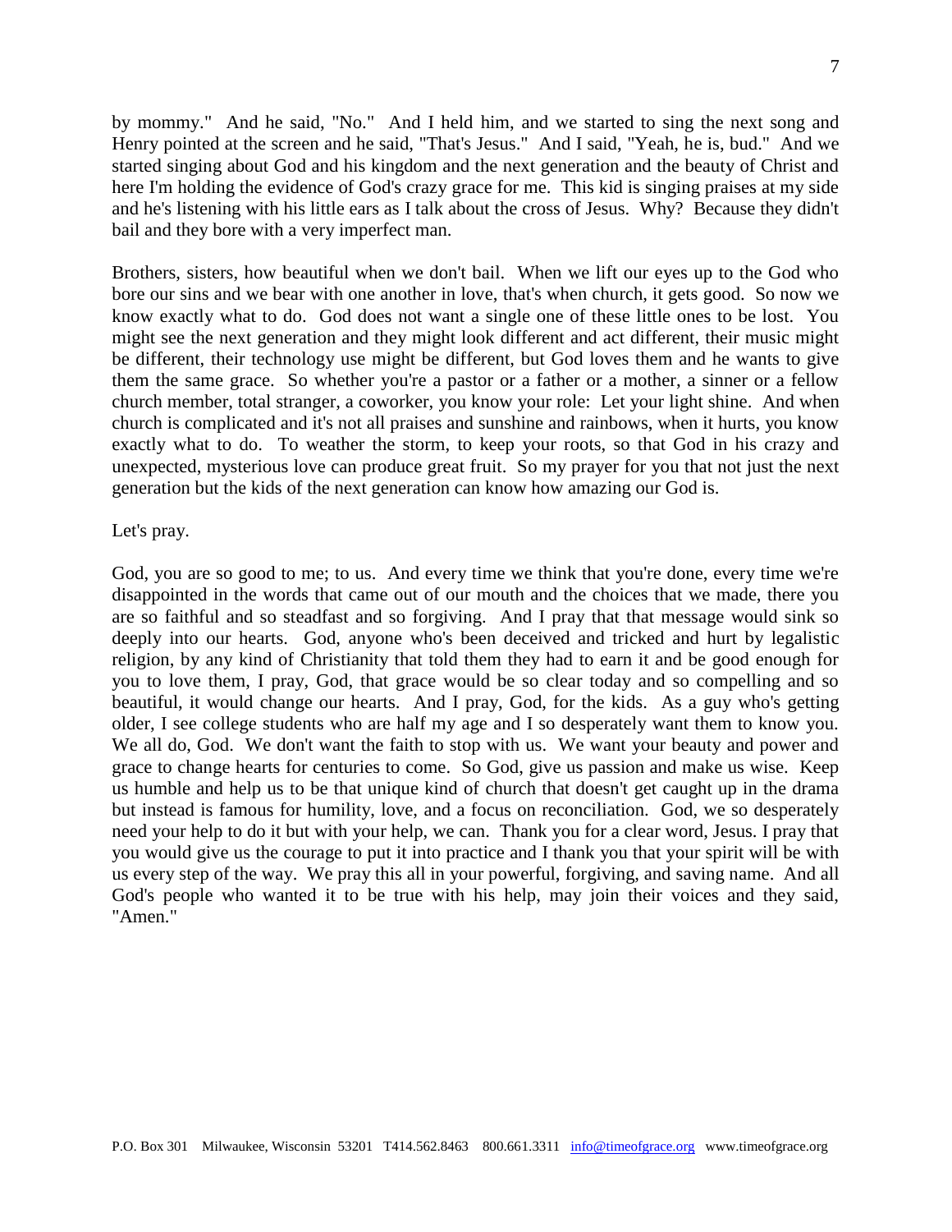by mommy." And he said, "No." And I held him, and we started to sing the next song and Henry pointed at the screen and he said, "That's Jesus." And I said, "Yeah, he is, bud." And we started singing about God and his kingdom and the next generation and the beauty of Christ and here I'm holding the evidence of God's crazy grace for me. This kid is singing praises at my side and he's listening with his little ears as I talk about the cross of Jesus. Why? Because they didn't bail and they bore with a very imperfect man.

Brothers, sisters, how beautiful when we don't bail. When we lift our eyes up to the God who bore our sins and we bear with one another in love, that's when church, it gets good. So now we know exactly what to do. God does not want a single one of these little ones to be lost. You might see the next generation and they might look different and act different, their music might be different, their technology use might be different, but God loves them and he wants to give them the same grace. So whether you're a pastor or a father or a mother, a sinner or a fellow church member, total stranger, a coworker, you know your role: Let your light shine. And when church is complicated and it's not all praises and sunshine and rainbows, when it hurts, you know exactly what to do. To weather the storm, to keep your roots, so that God in his crazy and unexpected, mysterious love can produce great fruit. So my prayer for you that not just the next generation but the kids of the next generation can know how amazing our God is.

Let's pray.

God, you are so good to me; to us. And every time we think that you're done, every time we're disappointed in the words that came out of our mouth and the choices that we made, there you are so faithful and so steadfast and so forgiving. And I pray that that message would sink so deeply into our hearts. God, anyone who's been deceived and tricked and hurt by legalistic religion, by any kind of Christianity that told them they had to earn it and be good enough for you to love them, I pray, God, that grace would be so clear today and so compelling and so beautiful, it would change our hearts. And I pray, God, for the kids. As a guy who's getting older, I see college students who are half my age and I so desperately want them to know you. We all do, God. We don't want the faith to stop with us. We want your beauty and power and grace to change hearts for centuries to come. So God, give us passion and make us wise. Keep us humble and help us to be that unique kind of church that doesn't get caught up in the drama but instead is famous for humility, love, and a focus on reconciliation. God, we so desperately need your help to do it but with your help, we can. Thank you for a clear word, Jesus. I pray that you would give us the courage to put it into practice and I thank you that your spirit will be with us every step of the way. We pray this all in your powerful, forgiving, and saving name. And all God's people who wanted it to be true with his help, may join their voices and they said, "Amen."